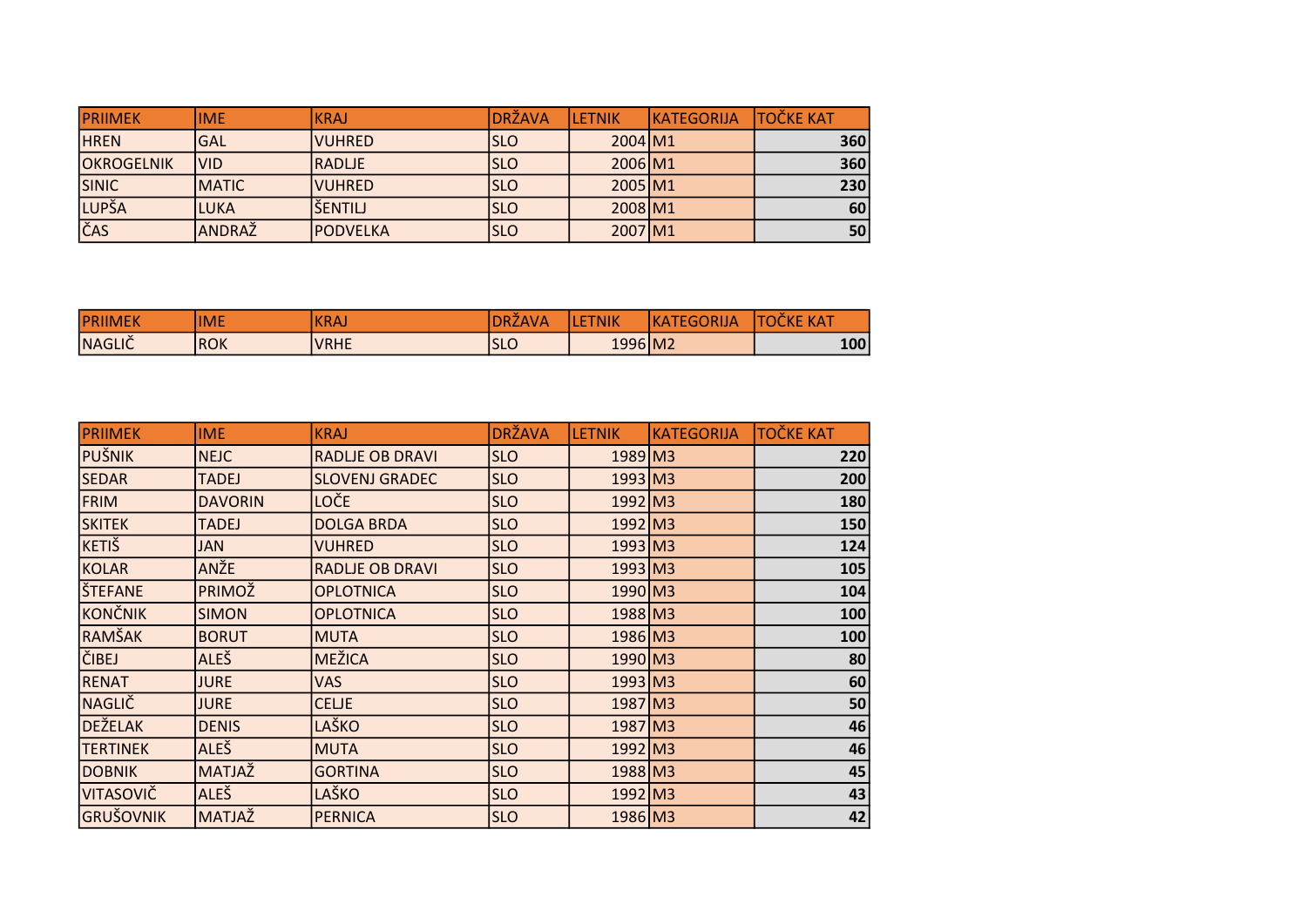| PRIIMEK | IME | KRAJ | DRŽAVA | LETNIK | KATEGORIJA | TOČKE KAT |
|---|---|---|---|---|---|---|
| HREN | GAL | VUHRED | SLO | 2004 | M1 | 360 |
| OKROGELNIK | VID | RADLJE | SLO | 2006 | M1 | 360 |
| SINIC | MATIC | VUHRED | SLO | 2005 | M1 | 230 |
| LUPŠA | LUKA | ŠENTILJ | SLO | 2008 | M1 | 60 |
| ČAS | ANDRAŽ | PODVELKA | SLO | 2007 | M1 | 50 |

| PRIIMEK | IME | KRAJ | DRŽAVA | LETNIK | KATEGORIJA | TOČKE KAT |
|---|---|---|---|---|---|---|
| NAGLIČ | ROK | VRHE | SLO | 1996 | M2 | 100 |

| PRIIMEK | IME | KRAJ | DRŽAVA | LETNIK | KATEGORIJA | TOČKE KAT |
|---|---|---|---|---|---|---|
| PUŠNIK | NEJC | RADLJE OB DRAVI | SLO | 1989 | M3 | 220 |
| SEDAR | TADEJ | SLOVENJ GRADEC | SLO | 1993 | M3 | 200 |
| FRIM | DAVORIN | LOČE | SLO | 1992 | M3 | 180 |
| SKITEK | TADEJ | DOLGA BRDA | SLO | 1992 | M3 | 150 |
| KETIŠ | JAN | VUHRED | SLO | 1993 | M3 | 124 |
| KOLAR | ANŽE | RADLJE OB DRAVI | SLO | 1993 | M3 | 105 |
| ŠTEFANE | PRIMOŽ | OPLOTNICA | SLO | 1990 | M3 | 104 |
| KONČNIK | SIMON | OPLOTNICA | SLO | 1988 | M3 | 100 |
| RAMŠAK | BORUT | MUTA | SLO | 1986 | M3 | 100 |
| ČIBEJ | ALEŠ | MEŽICA | SLO | 1990 | M3 | 80 |
| RENAT | JURE | VAS | SLO | 1993 | M3 | 60 |
| NAGLIČ | JURE | CELJE | SLO | 1987 | M3 | 50 |
| DEŽELAK | DENIS | LAŠKO | SLO | 1987 | M3 | 46 |
| TERTINEK | ALEŠ | MUTA | SLO | 1992 | M3 | 46 |
| DOBNIK | MATJAŽ | GORTINA | SLO | 1988 | M3 | 45 |
| VITASOVIČ | ALEŠ | LAŠKO | SLO | 1992 | M3 | 43 |
| GRUŠOVNIK | MATJAŽ | PERNICA | SLO | 1986 | M3 | 42 |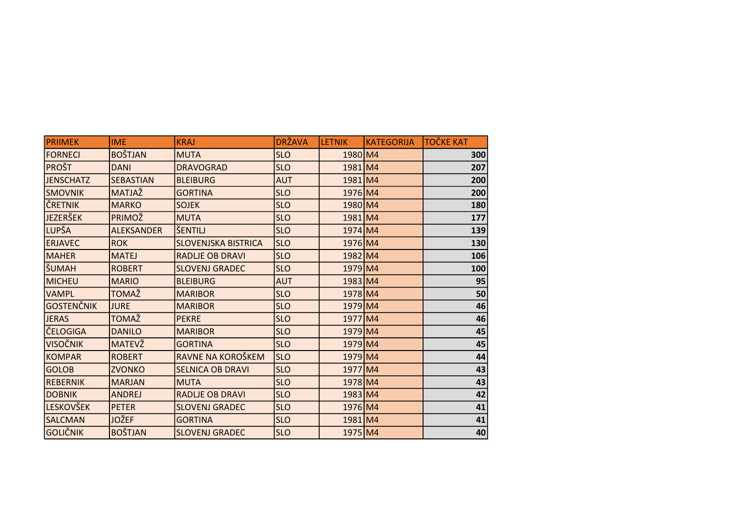| PRIIMEK | IME | KRAJ | DRŽAVA | LETNIK | KATEGORIJA | TOČKE KAT |
|---|---|---|---|---|---|---|
| FORNECI | BOŠTJAN | MUTA | SLO | 1980 | M4 | 300 |
| PROŠT | DANI | DRAVOGRAD | SLO | 1981 | M4 | 207 |
| JENSCHATZ | SEBASTIAN | BLEIBURG | AUT | 1981 | M4 | 200 |
| SMOVNIK | MATJAŽ | GORTINA | SLO | 1976 | M4 | 200 |
| ČRETNIK | MARKO | SOJEK | SLO | 1980 | M4 | 180 |
| JEZERŠEK | PRIMOŽ | MUTA | SLO | 1981 | M4 | 177 |
| LUPŠA | ALEKSANDER | ŠENTILJ | SLO | 1974 | M4 | 139 |
| ERJAVEC | ROK | SLOVENJSKA BISTRICA | SLO | 1976 | M4 | 130 |
| MAHER | MATEJ | RADLJE OB DRAVI | SLO | 1982 | M4 | 106 |
| ŠUMAH | ROBERT | SLOVENJ GRADEC | SLO | 1979 | M4 | 100 |
| MICHEU | MARIO | BLEIBURG | AUT | 1983 | M4 | 95 |
| VAMPL | TOMAŽ | MARIBOR | SLO | 1978 | M4 | 50 |
| GOSTENČNIK | JURE | MARIBOR | SLO | 1979 | M4 | 46 |
| JERAS | TOMAŽ | PEKRE | SLO | 1977 | M4 | 46 |
| ČELOGIGA | DANILO | MARIBOR | SLO | 1979 | M4 | 45 |
| VISOČNIK | MATEVŽ | GORTINA | SLO | 1979 | M4 | 45 |
| KOMPAR | ROBERT | RAVNE NA KOROŠKEM | SLO | 1979 | M4 | 44 |
| GOLOB | ZVONKO | SELNICA OB DRAVI | SLO | 1977 | M4 | 43 |
| REBERNIK | MARJAN | MUTA | SLO | 1978 | M4 | 43 |
| DOBNIK | ANDREJ | RADLJE OB DRAVI | SLO | 1983 | M4 | 42 |
| LESKOVŠEK | PETER | SLOVENJ GRADEC | SLO | 1976 | M4 | 41 |
| SALCMAN | JOŽEF | GORTINA | SLO | 1981 | M4 | 41 |
| GOLIČNIK | BOŠTJAN | SLOVENJ GRADEC | SLO | 1975 | M4 | 40 |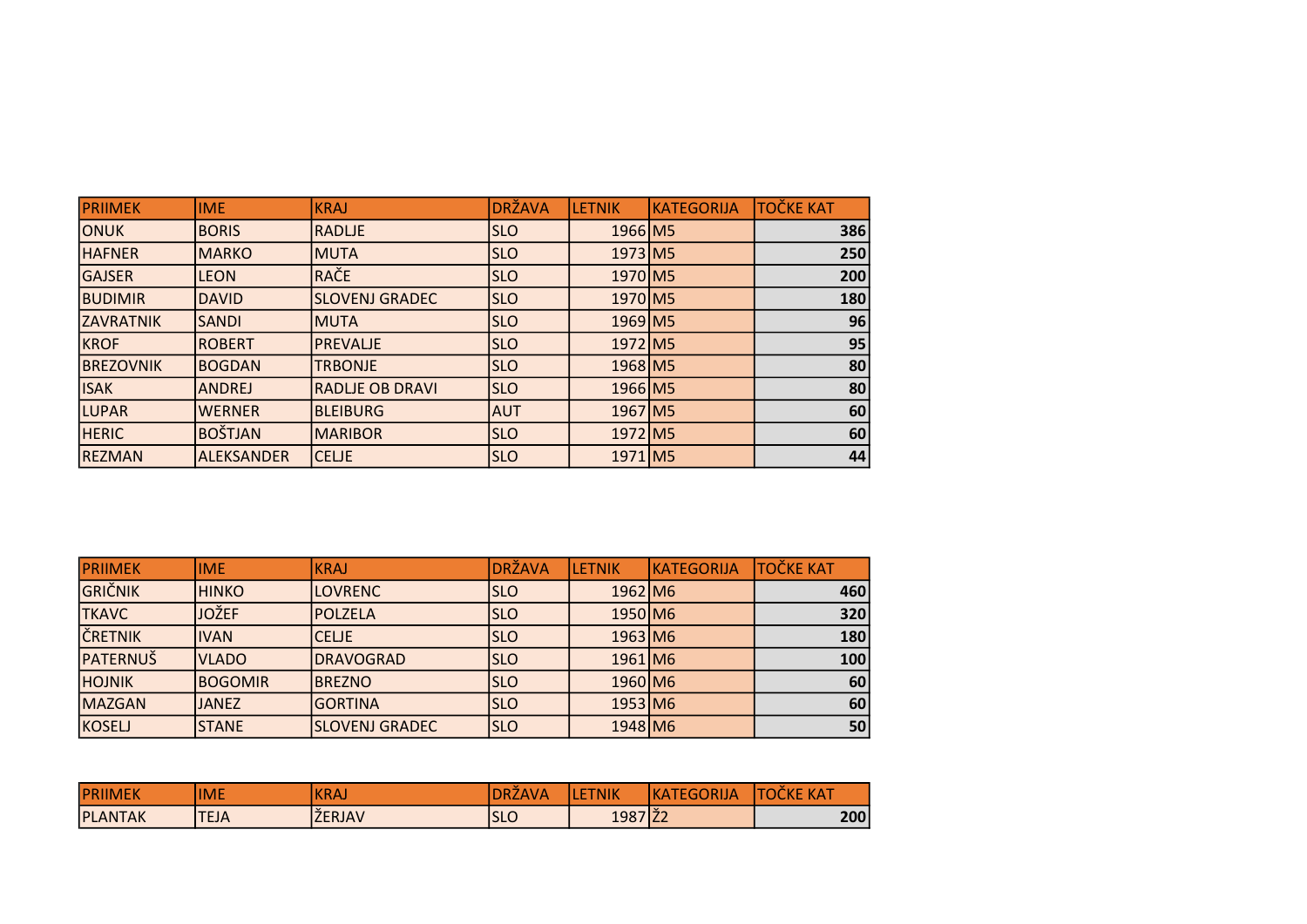| PRIIMEK | IME | KRAJ | DRŽAVA | LETNIK | KATEGORIJA | TOČKE KAT |
|---|---|---|---|---|---|---|
| ONUK | BORIS | RADLJE | SLO | 1966 | M5 | 386 |
| HAFNER | MARKO | MUTA | SLO | 1973 | M5 | 250 |
| GAJSER | LEON | RAČE | SLO | 1970 | M5 | 200 |
| BUDIMIR | DAVID | SLOVENJ GRADEC | SLO | 1970 | M5 | 180 |
| ZAVRATNIK | SANDI | MUTA | SLO | 1969 | M5 | 96 |
| KROF | ROBERT | PREVALJE | SLO | 1972 | M5 | 95 |
| BREZOVNIK | BOGDAN | TRBONJE | SLO | 1968 | M5 | 80 |
| ISAK | ANDREJ | RADLJE OB DRAVI | SLO | 1966 | M5 | 80 |
| LUPAR | WERNER | BLEIBURG | AUT | 1967 | M5 | 60 |
| HERIC | BOŠTJAN | MARIBOR | SLO | 1972 | M5 | 60 |
| REZMAN | ALEKSANDER | CELJE | SLO | 1971 | M5 | 44 |

| PRIIMEK | IME | KRAJ | DRŽAVA | LETNIK | KATEGORIJA | TOČKE KAT |
|---|---|---|---|---|---|---|
| GRIČNIK | HINKO | LOVRENC | SLO | 1962 | M6 | 460 |
| TKAVC | JOŽEF | POLZELA | SLO | 1950 | M6 | 320 |
| ČRETNIK | IVAN | CELJE | SLO | 1963 | M6 | 180 |
| PATERNUŠ | VLADO | DRAVOGRAD | SLO | 1961 | M6 | 100 |
| HOJNIK | BOGOMIR | BREZNO | SLO | 1960 | M6 | 60 |
| MAZGAN | JANEZ | GORTINA | SLO | 1953 | M6 | 60 |
| KOSELJ | STANE | SLOVENJ GRADEC | SLO | 1948 | M6 | 50 |

| PRIIMEK | IME | KRAJ | DRŽAVA | LETNIK | KATEGORIJA | TOČKE KAT |
|---|---|---|---|---|---|---|
| PLANTAK | TEJA | ŽERJAV | SLO | 1987 | Ž2 | 200 |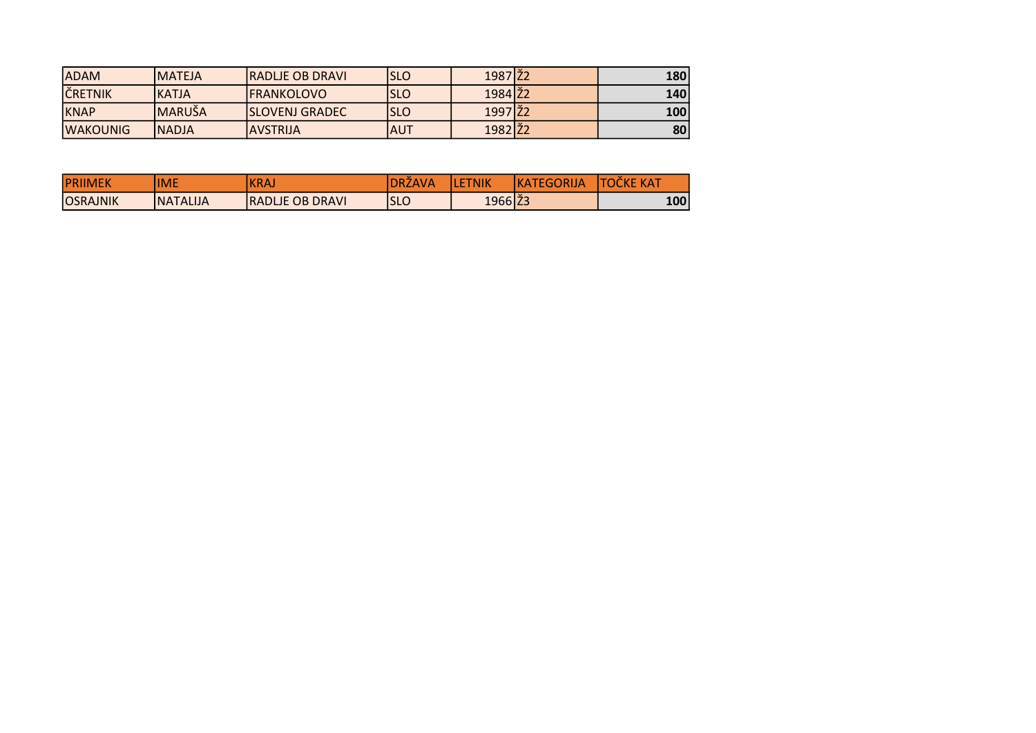| | | | | | | |
|---|---|---|---|---|---|---|
| ADAM | MATEJA | RADLJE OB DRAVI | SLO | 1987 | Ž2 | **180** |
| ČRETNIK | KATJA | FRANKOLOVO | SLO | 1984 | Ž2 | **140** |
| KNAP | MARUŠA | SLOVENJ GRADEC | SLO | 1997 | Ž2 | **100** |
| WAKOUNIG | NADJA | AVSTRIJA | AUT | 1982 | Ž2 | **80** |

| PRIIMEK | IME | KRAJ | DRŽAVA | LETNIK | KATEGORIJA | TOČKE KAT |
|---|---|---|---|---|---|---|
| OSRAJNIK | NATALIJA | RADLJE OB DRAVI | SLO | 1966 | Ž3 | **100** |